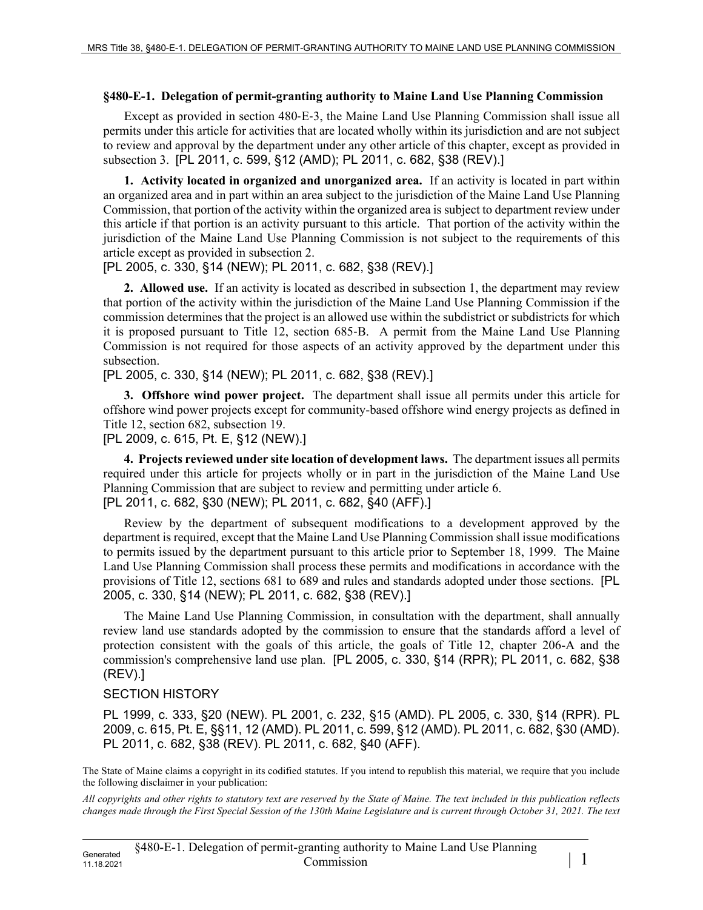## §480-E-1. Delegation of permit-granting authority to Maine Land Use Planning Commission

Except as provided in section 480-E-3, the Maine Land Use Planning Commission shall issue all permits under this article for activities that are located wholly within its jurisdiction and are not subject to review and approval by the department under any other article of this chapter, except as provided in subsection 3. [PL 2011, c. 599, §12 (AMD); PL 2011, c. 682, §38 (REV).]

**1. Activity located in organized and unorganized area.** If an activity is located in part within an organized area and in part within an area subject to the jurisdiction of the Maine Land Use Planning Commission, that portion of the activity within the organized area is subject to department review under this article if that portion is an activity pursuant to this article. That portion of the activity within the jurisdiction of the Maine Land Use Planning Commission is not subject to the requirements of this article except as provided in subsection 2.
[PL 2005, c. 330, §14 (NEW); PL 2011, c. 682, §38 (REV).]

**2. Allowed use.** If an activity is located as described in subsection 1, the department may review that portion of the activity within the jurisdiction of the Maine Land Use Planning Commission if the commission determines that the project is an allowed use within the subdistrict or subdistricts for which it is proposed pursuant to Title 12, section 685-B. A permit from the Maine Land Use Planning Commission is not required for those aspects of an activity approved by the department under this subsection.
[PL 2005, c. 330, §14 (NEW); PL 2011, c. 682, §38 (REV).]

**3. Offshore wind power project.** The department shall issue all permits under this article for offshore wind power projects except for community-based offshore wind energy projects as defined in Title 12, section 682, subsection 19.
[PL 2009, c. 615, Pt. E, §12 (NEW).]

**4. Projects reviewed under site location of development laws.** The department issues all permits required under this article for projects wholly or in part in the jurisdiction of the Maine Land Use Planning Commission that are subject to review and permitting under article 6.
[PL 2011, c. 682, §30 (NEW); PL 2011, c. 682, §40 (AFF).]

Review by the department of subsequent modifications to a development approved by the department is required, except that the Maine Land Use Planning Commission shall issue modifications to permits issued by the department pursuant to this article prior to September 18, 1999. The Maine Land Use Planning Commission shall process these permits and modifications in accordance with the provisions of Title 12, sections 681 to 689 and rules and standards adopted under those sections. [PL 2005, c. 330, §14 (NEW); PL 2011, c. 682, §38 (REV).]

The Maine Land Use Planning Commission, in consultation with the department, shall annually review land use standards adopted by the commission to ensure that the standards afford a level of protection consistent with the goals of this article, the goals of Title 12, chapter 206-A and the commission's comprehensive land use plan. [PL 2005, c. 330, §14 (RPR); PL 2011, c. 682, §38 (REV).]

SECTION HISTORY

PL 1999, c. 333, §20 (NEW). PL 2001, c. 232, §15 (AMD). PL 2005, c. 330, §14 (RPR). PL 2009, c. 615, Pt. E, §§11, 12 (AMD). PL 2011, c. 599, §12 (AMD). PL 2011, c. 682, §30 (AMD). PL 2011, c. 682, §38 (REV). PL 2011, c. 682, §40 (AFF).

The State of Maine claims a copyright in its codified statutes. If you intend to republish this material, we require that you include the following disclaimer in your publication:

*All copyrights and other rights to statutory text are reserved by the State of Maine. The text included in this publication reflects changes made through the First Special Session of the 130th Maine Legislature and is current through October 31, 2021. The text*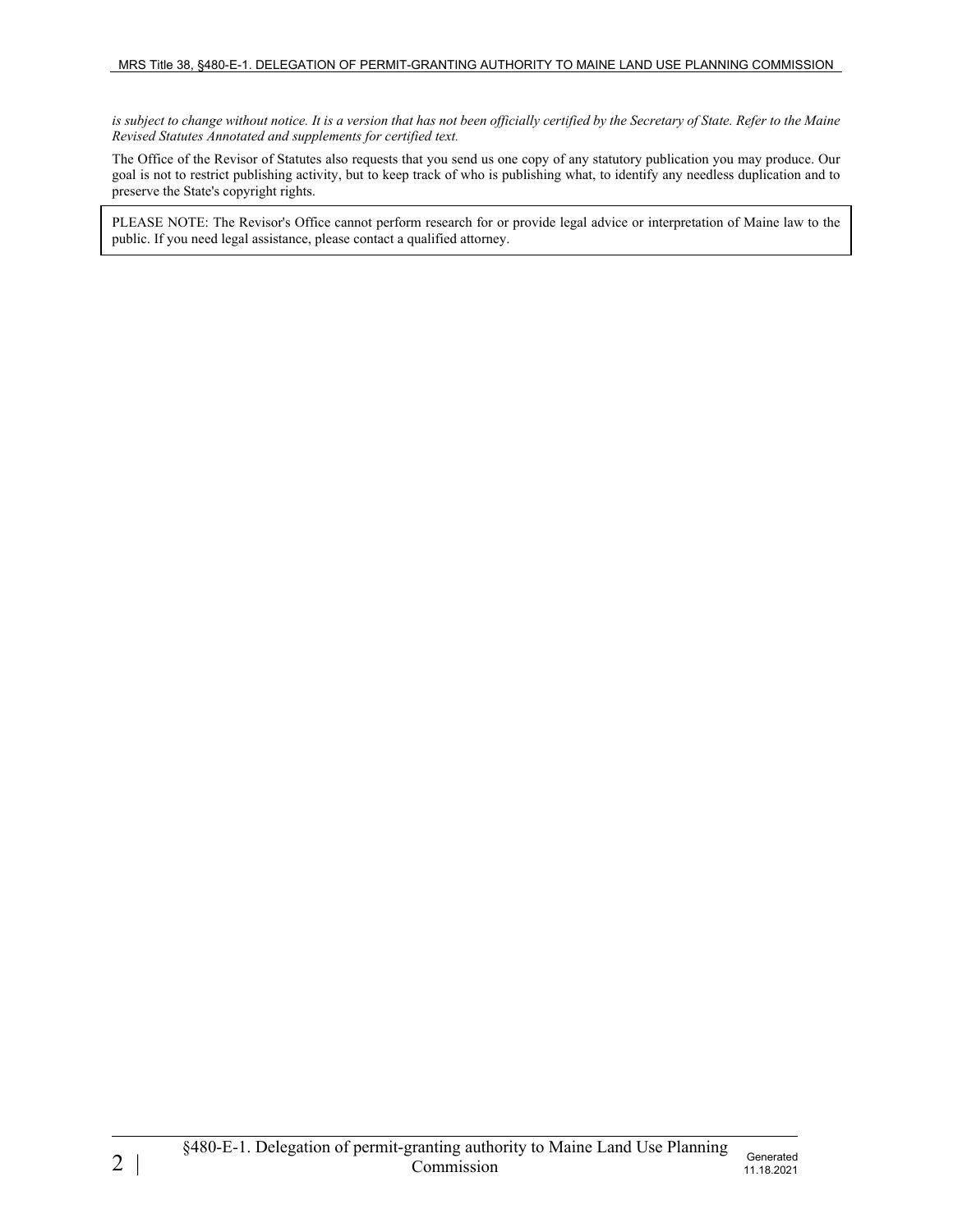*is subject to change without notice. It is a version that has not been officially certified by the Secretary of State. Refer to the Maine Revised Statutes Annotated and supplements for certified text.*

The Office of the Revisor of Statutes also requests that you send us one copy of any statutory publication you may produce. Our goal is not to restrict publishing activity, but to keep track of who is publishing what, to identify any needless duplication and to preserve the State's copyright rights.

PLEASE NOTE: The Revisor's Office cannot perform research for or provide legal advice or interpretation of Maine law to the public. If you need legal assistance, please contact a qualified attorney.